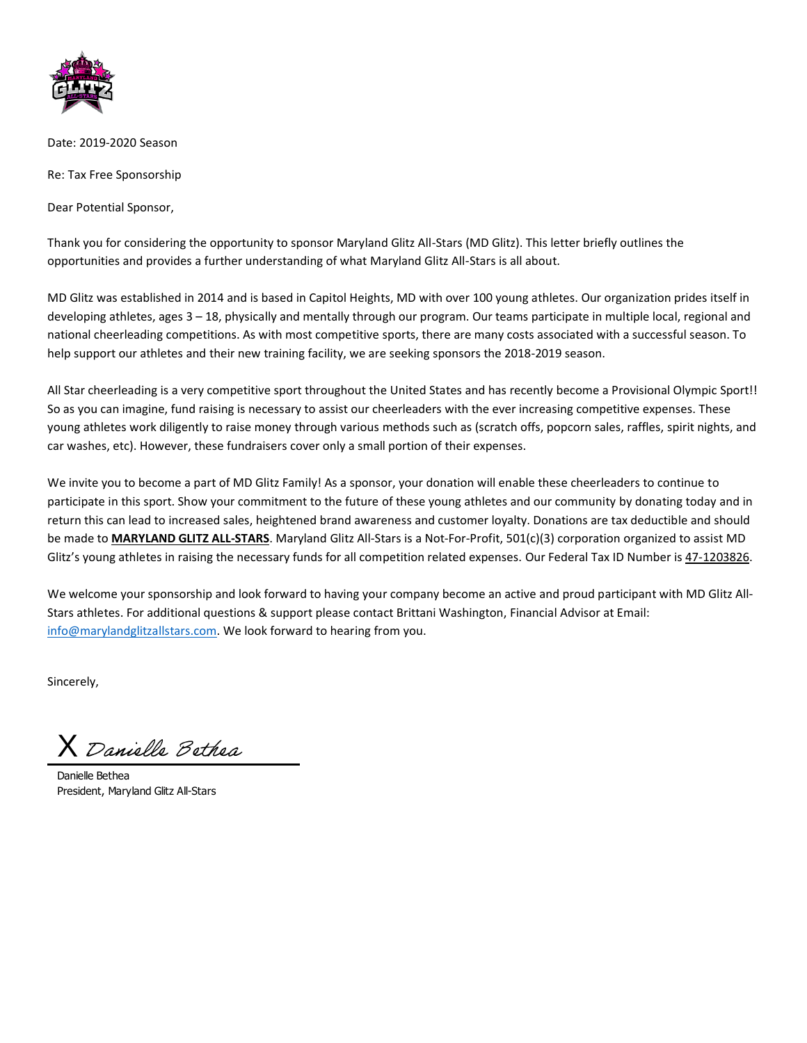Date: 2019-2020 Season

Re: Tax Free Sponsorship

Dear Potential Sponsor,

Thank you for considering the opportunity to sponsor Maryland Glitz All-Stars (MD Glitz). This letter briefly outlines the opportunities and provides a further understanding of what Maryland Glitz All-Stars is all about.

MD Glitz was established in 2014 and is based in Capitol Heights, MD with over 100 young athletes. Our organization prides itself in developing athletes, ages 3 – 18, physically and mentally through our program. Our teams participate in multiple local, regional and national cheerleading competitions. As with most competitive sports, there are many costs associated with a successful season. To help support our athletes and their new training facility, we are seeking sponsors the 2018-2019 season.

All Star cheerleading is a very competitive sport throughout the United States and has recently become a Provisional Olympic Sport!! So as you can imagine, fund raising is necessary to assist our cheerleaders with the ever increasing competitive expenses. These young athletes work diligently to raise money through various methods such as (scratch offs, popcorn sales, raffles, spirit nights, and car washes, etc). However, these fundraisers cover only a small portion of their expenses.

We invite you to become a part of MD Glitz Family! As a sponsor, your donation will enable these cheerleaders to continue to participate in this sport. Show your commitment to the future of these young athletes and our community by donating today and in return this can lead to increased sales, heightened brand awareness and customer loyalty. Donations are tax deductible and should be made to **MARYLAND GLITZ ALL-STARS**. Maryland Glitz All-Stars is a Not-For-Profit, 501(c)(3) corporation organized to assist MD Glitz's young athletes in raising the necessary funds for all competition related expenses. Our Federal Tax ID Number is 47-1203826.

We welcome your sponsorship and look forward to having your company become an active and proud participant with MD Glitz All-Stars athletes. For additional questions & support please contact Brittani Washington, Financial Advisor at Email: info@marylandglitzallstars.com. We look forward to hearing from you.

Sincerely,

X *Danielle Bethea*

Danielle Bethea
President, Maryland Glitz All-Stars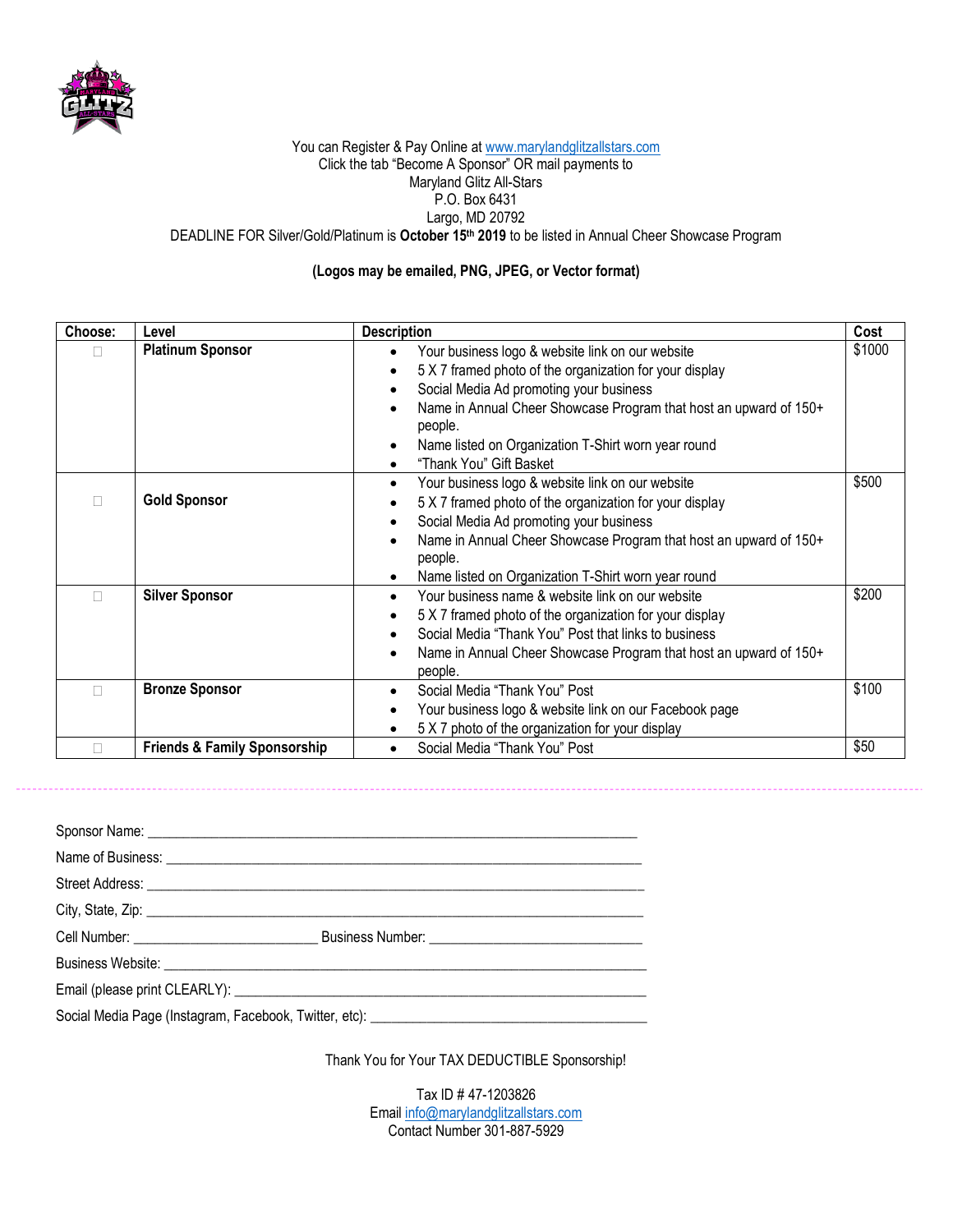You can Register & Pay Online at www.marylandglitzallstars.com
Click the tab "Become A Sponsor" OR mail payments to
Maryland Glitz All-Stars
P.O. Box 6431
Largo, MD 20792
DEADLINE FOR Silver/Gold/Platinum is **October 15th 2019** to be listed in Annual Cheer Showcase Program

**(Logos may be emailed, PNG, JPEG, or Vector format)**

| Choose: | Level | Description | Cost |
|---|---|---|---|
| ☐ | **Platinum Sponsor** | • Your business logo & website link on our website<br>• 5 X 7 framed photo of the organization for your display<br>• Social Media Ad promoting your business<br>• Name in Annual Cheer Showcase Program that host an upward of 150+ people.<br>• Name listed on Organization T-Shirt worn year round<br>• "Thank You" Gift Basket | $1000 |
| ☐ | **Gold Sponsor** | • Your business logo & website link on our website<br>• 5 X 7 framed photo of the organization for your display<br>• Social Media Ad promoting your business<br>• Name in Annual Cheer Showcase Program that host an upward of 150+ people.<br>• Name listed on Organization T-Shirt worn year round | $500 |
| ☐ | **Silver Sponsor** | • Your business name & website link on our website<br>• 5 X 7 framed photo of the organization for your display<br>• Social Media "Thank You" Post that links to business<br>• Name in Annual Cheer Showcase Program that host an upward of 150+ people. | $200 |
| ☐ | **Bronze Sponsor** | • Social Media "Thank You" Post<br>• Your business logo & website link on our Facebook page<br>• 5 X 7 photo of the organization for your display | $100 |
| ☐ | **Friends & Family Sponsorship** | • Social Media "Thank You" Post | $50 |

Sponsor Name: ______________________________________________

Name of Business: ______________________________________________

Street Address: ______________________________________________

City, State, Zip: ______________________________________________

Cell Number: ____________________ Business Number: ____________________

Business Website: ______________________________________________

Email (please print CLEARLY): ______________________________________________

Social Media Page (Instagram, Facebook, Twitter, etc): ______________________________

Thank You for Your TAX DEDUCTIBLE Sponsorship!

Tax ID # 47-1203826
Email info@marylandglitzallstars.com
Contact Number 301-887-5929